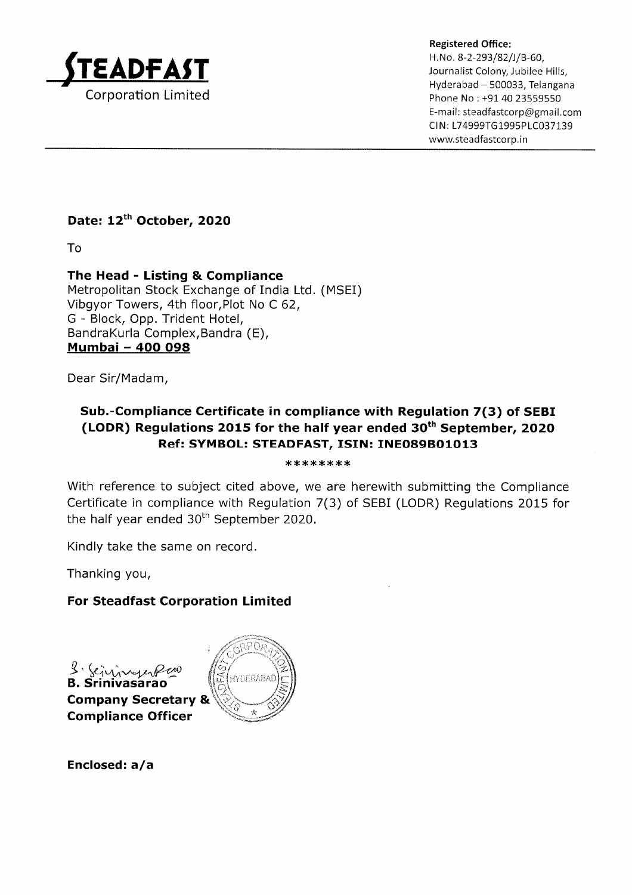**STEADFAST**
Corporation Limited

**Registered Office:**
H.No. 8-2-293/82/J/B-60,
Journalist Colony, Jubilee Hills,
Hyderabad – 500033, Telangana
Phone No : +91 40 23559550
E-mail: steadfastcorp@gmail.com
CIN: L74999TG1995PLC037139
www.steadfastcorp.in

**Date: 12th October, 2020**

To

**The Head - Listing & Compliance**
Metropolitan Stock Exchange of India Ltd. (MSEI)
Vibgyor Towers, 4th floor,Plot No C 62,
G - Block, Opp. Trident Hotel,
BandraKurla Complex,Bandra (E),
**Mumbai – 400 098**

Dear Sir/Madam,

**Sub.-Compliance Certificate in compliance with Regulation 7(3) of SEBI (LODR) Regulations 2015 for the half year ended 30th September, 2020**
**Ref: SYMBOL: STEADFAST, ISIN: INE089B01013**

********

With reference to subject cited above, we are herewith submitting the Compliance Certificate in compliance with Regulation 7(3) of SEBI (LODR) Regulations 2015 for the half year ended 30th September 2020.

Kindly take the same on record.

Thanking you,

**For Steadfast Corporation Limited**

**B. Srinivasarao**
**Company Secretary &**
**Compliance Officer**

**Enclosed: a/a**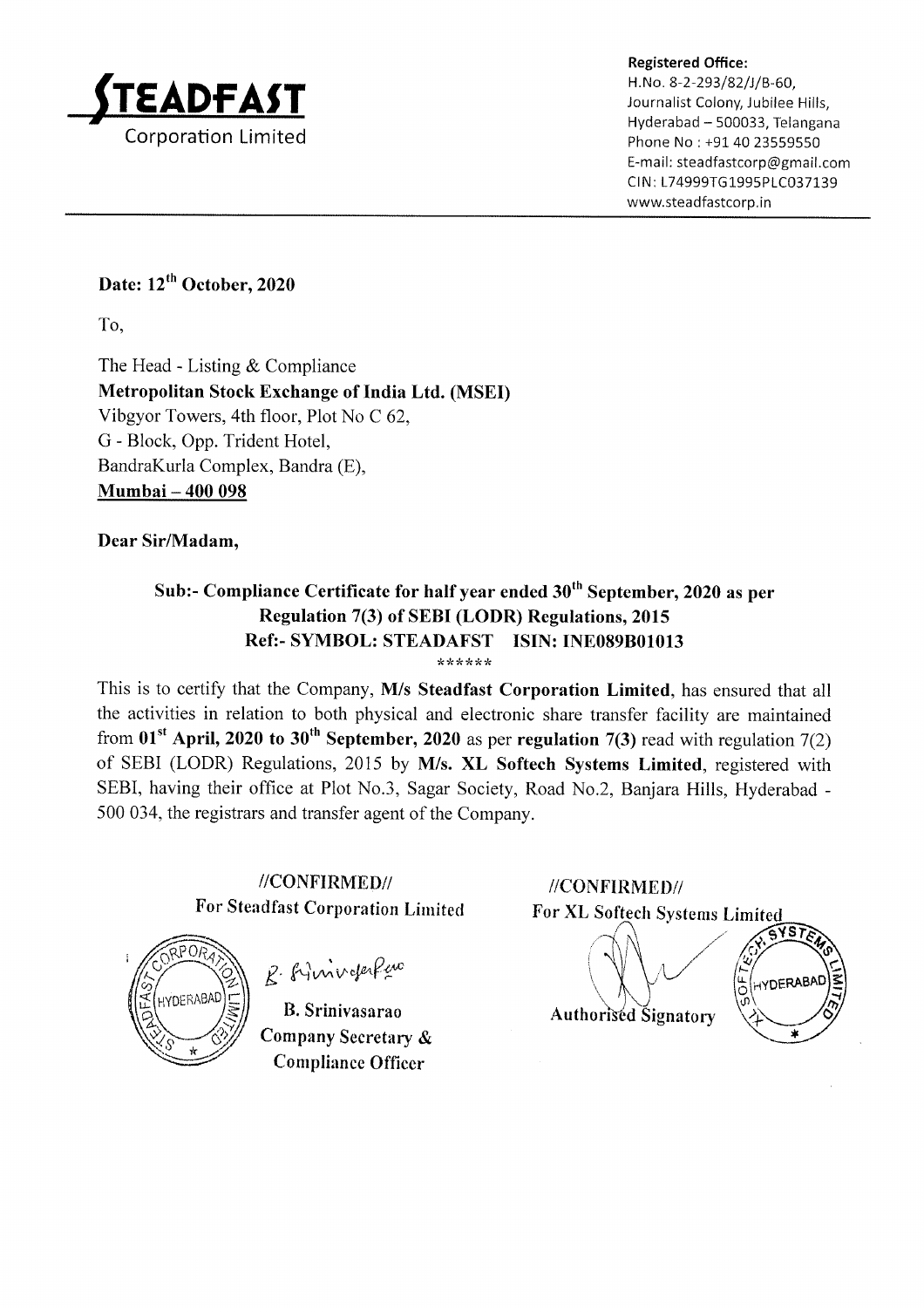**STEADFAST**
Corporation Limited

**Registered Office:**
H.No. 8-2-293/82/J/B-60,
Journalist Colony, Jubilee Hills,
Hyderabad – 500033, Telangana
Phone No : +91 40 23559550
E-mail: steadfastcorp@gmail.com
CIN: L74999TG1995PLC037139
www.steadfastcorp.in

**Date: 12th October, 2020**

To,

The Head - Listing & Compliance
**Metropolitan Stock Exchange of India Ltd. (MSEI)**
Vibgyor Towers, 4th floor, Plot No C 62,
G - Block, Opp. Trident Hotel,
BandraKurla Complex, Bandra (E),
**Mumbai – 400 098**

**Dear Sir/Madam,**

**Sub:- Compliance Certificate for half year ended 30th September, 2020 as per Regulation 7(3) of SEBI (LODR) Regulations, 2015**
**Ref:- SYMBOL: STEADAFST ISIN: INE089B01013**

******

This is to certify that the Company, **M/s Steadfast Corporation Limited**, has ensured that all the activities in relation to both physical and electronic share transfer facility are maintained from **01st April, 2020 to 30th September, 2020** as per **regulation 7(3)** read with regulation 7(2) of SEBI (LODR) Regulations, 2015 by **M/s. XL Softech Systems Limited**, registered with SEBI, having their office at Plot No.3, Sagar Society, Road No.2, Banjara Hills, Hyderabad - 500 034, the registrars and transfer agent of the Company.

//CONFIRMED//
For Steadfast Corporation Limited

B. Srinivasarao
Company Secretary &
Compliance Officer

//CONFIRMED//
For XL Softech Systems Limited

Authorised Signatory